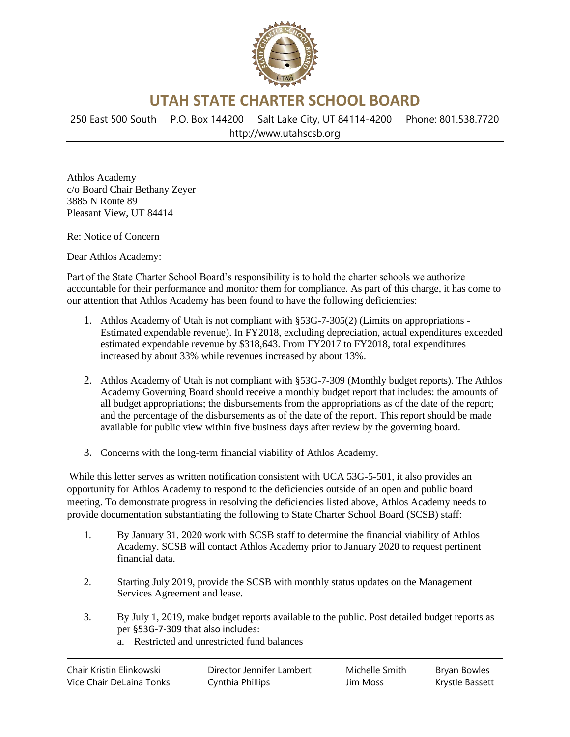# UTAH STATE CHARTER SCHOOL BOARD

250 East 500 South P.O. Box 144200 Salt Lake City, UT 84114-4200 Phone: 801.538.7720
http://www.utahscsb.org

Athlos Academy
c/o Board Chair Bethany Zeyer
3885 N Route 89
Pleasant View, UT 84414

Re: Notice of Concern

Dear Athlos Academy:

Part of the State Charter School Board's responsibility is to hold the charter schools we authorize accountable for their performance and monitor them for compliance. As part of this charge, it has come to our attention that Athlos Academy has been found to have the following deficiencies:

1. Athlos Academy of Utah is not compliant with §53G-7-305(2) (Limits on appropriations - Estimated expendable revenue). In FY2018, excluding depreciation, actual expenditures exceeded estimated expendable revenue by $318,643. From FY2017 to FY2018, total expenditures increased by about 33% while revenues increased by about 13%.
2. Athlos Academy of Utah is not compliant with §53G-7-309 (Monthly budget reports). The Athlos Academy Governing Board should receive a monthly budget report that includes: the amounts of all budget appropriations; the disbursements from the appropriations as of the date of the report; and the percentage of the disbursements as of the date of the report. This report should be made available for public view within five business days after review by the governing board.
3. Concerns with the long-term financial viability of Athlos Academy.

While this letter serves as written notification consistent with UCA 53G-5-501, it also provides an opportunity for Athlos Academy to respond to the deficiencies outside of an open and public board meeting. To demonstrate progress in resolving the deficiencies listed above, Athlos Academy needs to provide documentation substantiating the following to State Charter School Board (SCSB) staff:

1. By January 31, 2020 work with SCSB staff to determine the financial viability of Athlos Academy. SCSB will contact Athlos Academy prior to January 2020 to request pertinent financial data.
2. Starting July 2019, provide the SCSB with monthly status updates on the Management Services Agreement and lease.
3. By July 1, 2019, make budget reports available to the public. Post detailed budget reports as per §53G-7-309 that also includes:
   a. Restricted and unrestricted fund balances

Chair Kristin Elinkowski | Director Jennifer Lambert | Michelle Smith | Bryan Bowles
Vice Chair DeLaina Tonks | Cynthia Phillips | Jim Moss | Krystle Bassett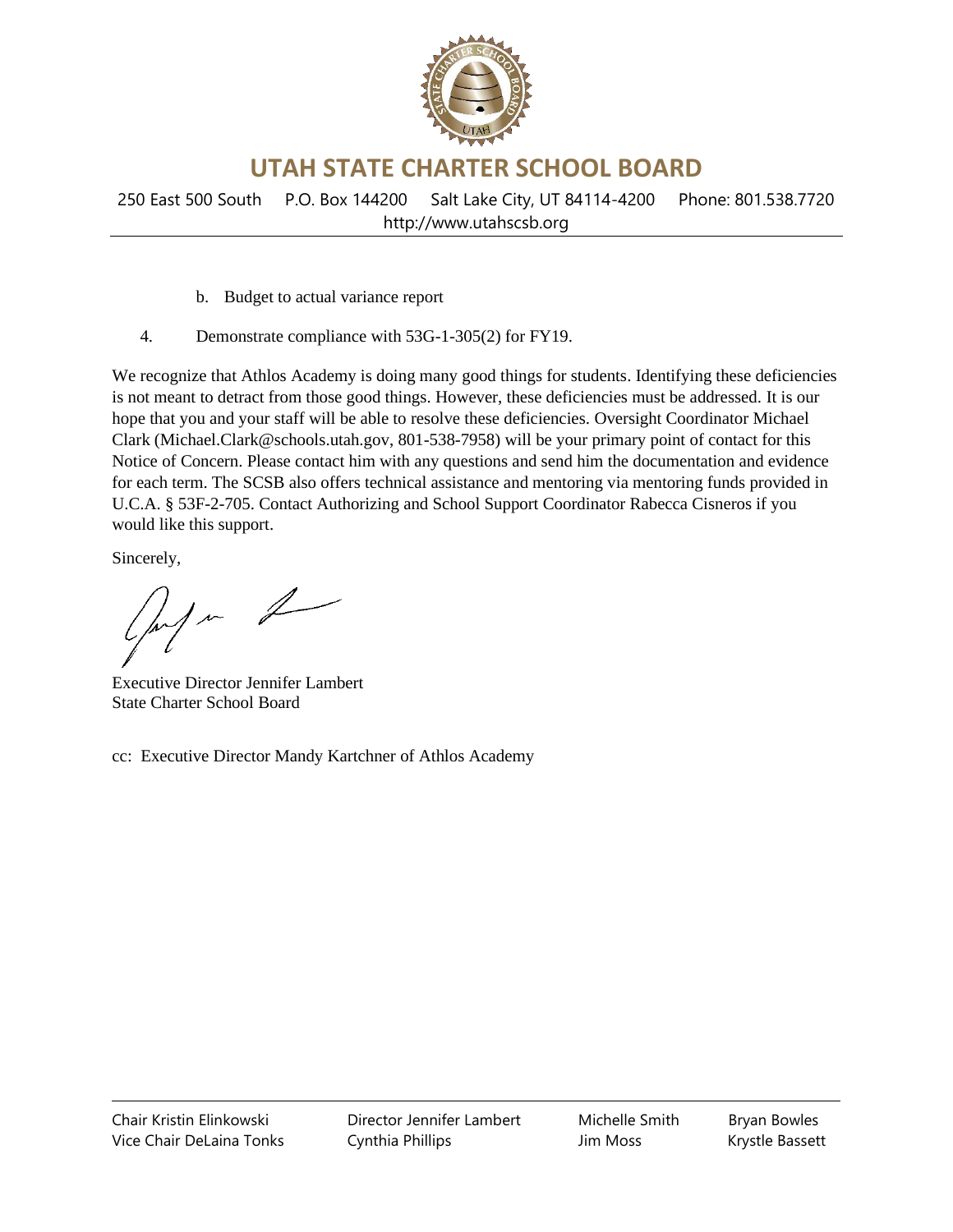b. Budget to actual variance report

4. Demonstrate compliance with 53G-1-305(2) for FY19.

We recognize that Athlos Academy is doing many good things for students. Identifying these deficiencies is not meant to detract from those good things. However, these deficiencies must be addressed. It is our hope that you and your staff will be able to resolve these deficiencies. Oversight Coordinator Michael Clark (Michael.Clark@schools.utah.gov, 801-538-7958) will be your primary point of contact for this Notice of Concern. Please contact him with any questions and send him the documentation and evidence for each term. The SCSB also offers technical assistance and mentoring via mentoring funds provided in U.C.A. § 53F-2-705. Contact Authorizing and School Support Coordinator Rabecca Cisneros if you would like this support.

Sincerely,

Executive Director Jennifer Lambert
State Charter School Board

cc: Executive Director Mandy Kartchner of Athlos Academy